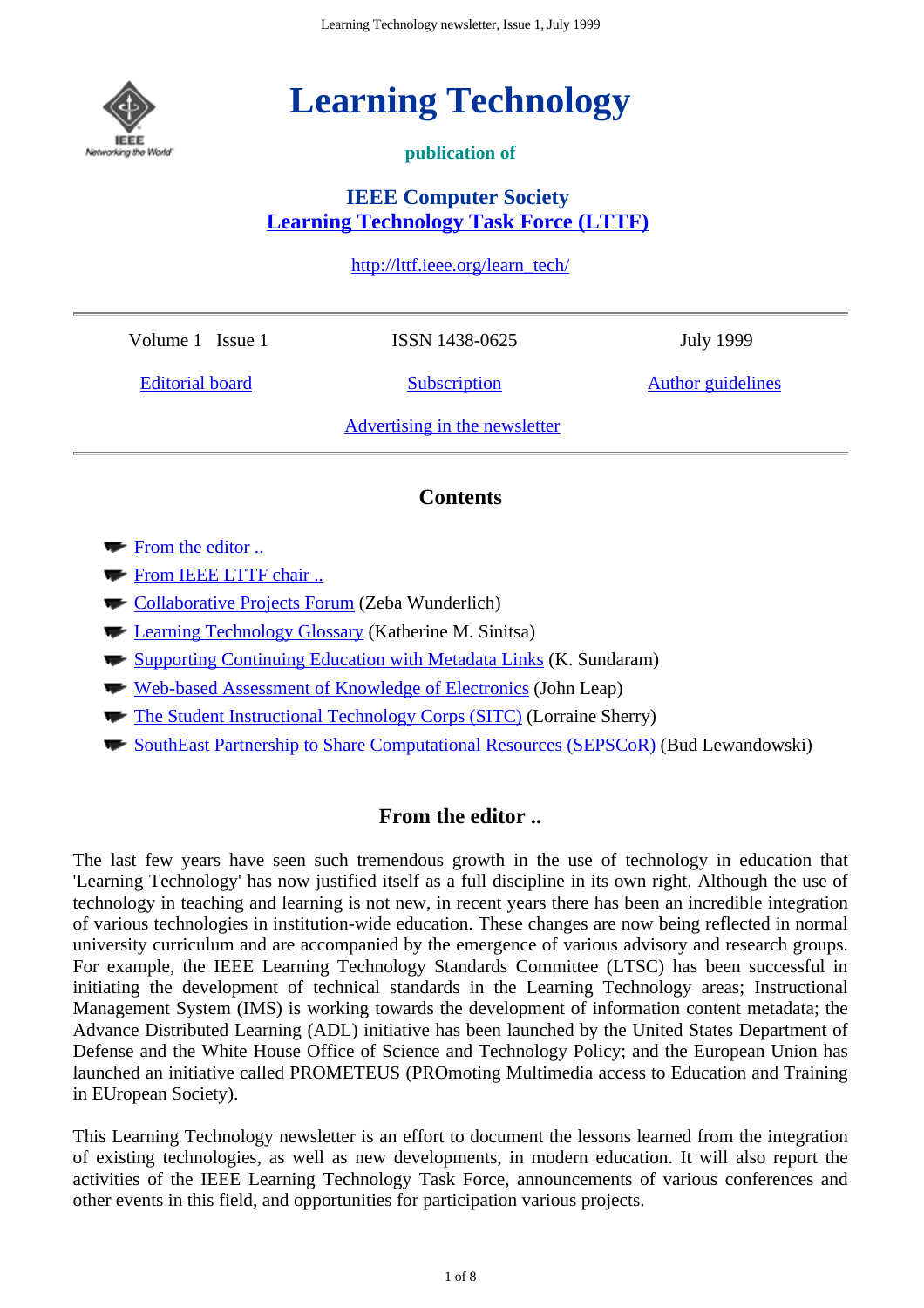# Learning Technology

**publication of**

**IEEE Computer Society**
**Learning Technology Task Force (LTTF)**

http://lttf.ieee.org/learn_tech/

---

| Volume 1 Issue 1 | ISSN 1438-0625 | July 1999 |
|---|---|---|
| Editorial board | Subscription | Author guidelines |

Advertising in the newsletter

---

## Contents

- From the editor ..
- From IEEE LTTF chair ..
- Collaborative Projects Forum (Zeba Wunderlich)
- Learning Technology Glossary (Katherine M. Sinitsa)
- Supporting Continuing Education with Metadata Links (K. Sundaram)
- Web-based Assessment of Knowledge of Electronics (John Leap)
- The Student Instructional Technology Corps (SITC) (Lorraine Sherry)
- SouthEast Partnership to Share Computational Resources (SEPSCoR) (Bud Lewandowski)

## From the editor ..

The last few years have seen such tremendous growth in the use of technology in education that 'Learning Technology' has now justified itself as a full discipline in its own right. Although the use of technology in teaching and learning is not new, in recent years there has been an incredible integration of various technologies in institution-wide education. These changes are now being reflected in normal university curriculum and are accompanied by the emergence of various advisory and research groups. For example, the IEEE Learning Technology Standards Committee (LTSC) has been successful in initiating the development of technical standards in the Learning Technology areas; Instructional Management System (IMS) is working towards the development of information content metadata; the Advance Distributed Learning (ADL) initiative has been launched by the United States Department of Defense and the White House Office of Science and Technology Policy; and the European Union has launched an initiative called PROMETEUS (PROmoting Multimedia access to Education and Training in EUropean Society).

This Learning Technology newsletter is an effort to document the lessons learned from the integration of existing technologies, as well as new developments, in modern education. It will also report the activities of the IEEE Learning Technology Task Force, announcements of various conferences and other events in this field, and opportunities for participation various projects.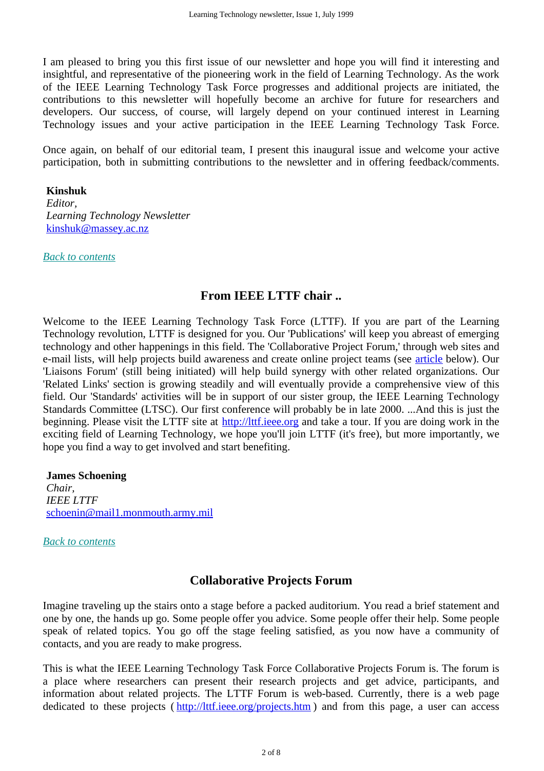I am pleased to bring you this first issue of our newsletter and hope you will find it interesting and insightful, and representative of the pioneering work in the field of Learning Technology. As the work of the IEEE Learning Technology Task Force progresses and additional projects are initiated, the contributions to this newsletter will hopefully become an archive for future for researchers and developers. Our success, of course, will largely depend on your continued interest in Learning Technology issues and your active participation in the IEEE Learning Technology Task Force.

Once again, on behalf of our editorial team, I present this inaugural issue and welcome your active participation, both in submitting contributions to the newsletter and in offering feedback/comments.

**Kinshuk**
*Editor,*
*Learning Technology Newsletter*
kinshuk@massey.ac.nz

*Back to contents*

## From IEEE LTTF chair ..

Welcome to the IEEE Learning Technology Task Force (LTTF). If you are part of the Learning Technology revolution, LTTF is designed for you. Our 'Publications' will keep you abreast of emerging technology and other happenings in this field. The 'Collaborative Project Forum,' through web sites and e-mail lists, will help projects build awareness and create online project teams (see article below). Our 'Liaisons Forum' (still being initiated) will help build synergy with other related organizations. Our 'Related Links' section is growing steadily and will eventually provide a comprehensive view of this field. Our 'Standards' activities will be in support of our sister group, the IEEE Learning Technology Standards Committee (LTSC). Our first conference will probably be in late 2000. ...And this is just the beginning. Please visit the LTTF site at http://lttf.ieee.org and take a tour. If you are doing work in the exciting field of Learning Technology, we hope you'll join LTTF (it's free), but more importantly, we hope you find a way to get involved and start benefiting.

**James Schoening**
*Chair,*
*IEEE LTTF*
schoenin@mail1.monmouth.army.mil

*Back to contents*

## Collaborative Projects Forum

Imagine traveling up the stairs onto a stage before a packed auditorium. You read a brief statement and one by one, the hands up go. Some people offer you advice. Some people offer their help. Some people speak of related topics. You go off the stage feeling satisfied, as you now have a community of contacts, and you are ready to make progress.

This is what the IEEE Learning Technology Task Force Collaborative Projects Forum is. The forum is a place where researchers can present their research projects and get advice, participants, and information about related projects. The LTTF Forum is web-based. Currently, there is a web page dedicated to these projects ( http://lttf.ieee.org/projects.htm ) and from this page, a user can access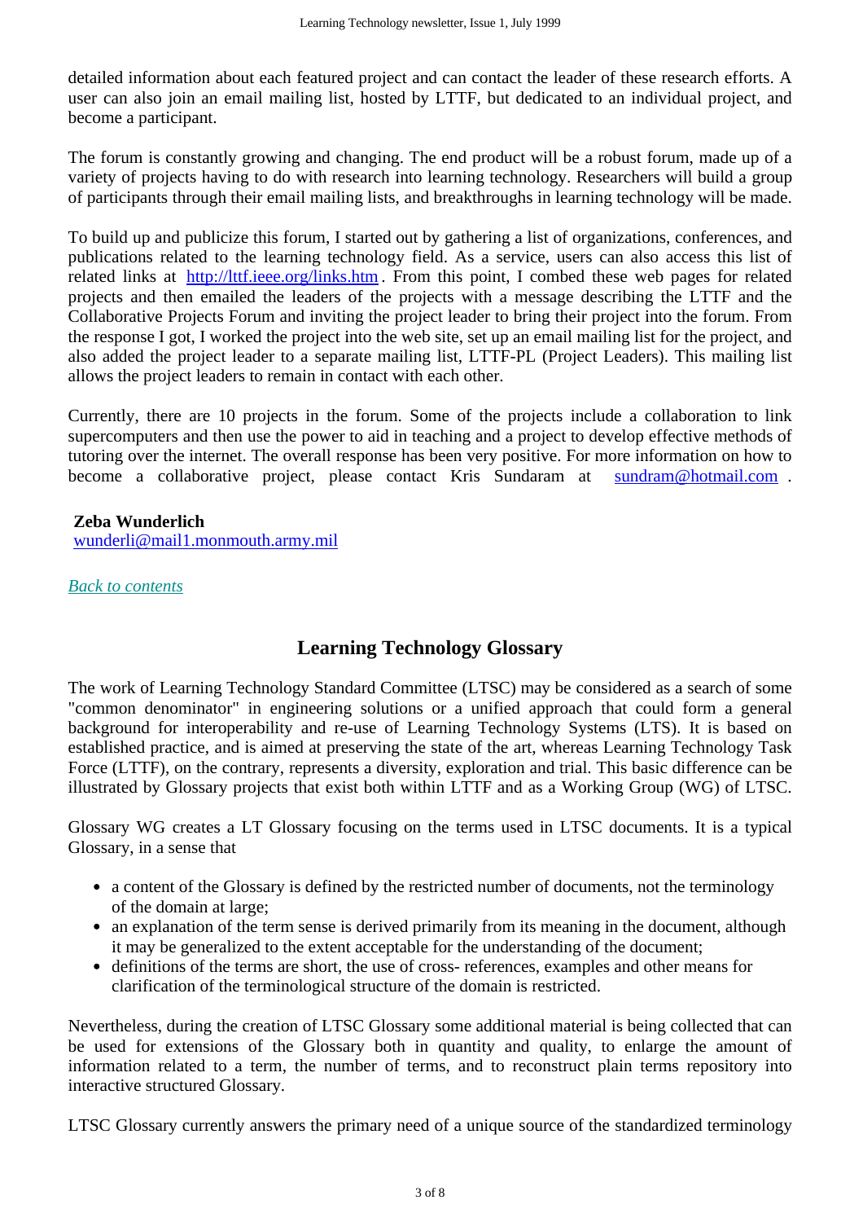detailed information about each featured project and can contact the leader of these research efforts. A user can also join an email mailing list, hosted by LTTF, but dedicated to an individual project, and become a participant.

The forum is constantly growing and changing. The end product will be a robust forum, made up of a variety of projects having to do with research into learning technology. Researchers will build a group of participants through their email mailing lists, and breakthroughs in learning technology will be made.

To build up and publicize this forum, I started out by gathering a list of organizations, conferences, and publications related to the learning technology field. As a service, users can also access this list of related links at http://lttf.ieee.org/links.htm. From this point, I combed these web pages for related projects and then emailed the leaders of the projects with a message describing the LTTF and the Collaborative Projects Forum and inviting the project leader to bring their project into the forum. From the response I got, I worked the project into the web site, set up an email mailing list for the project, and also added the project leader to a separate mailing list, LTTF-PL (Project Leaders). This mailing list allows the project leaders to remain in contact with each other.

Currently, there are 10 projects in the forum. Some of the projects include a collaboration to link supercomputers and then use the power to aid in teaching and a project to develop effective methods of tutoring over the internet. The overall response has been very positive. For more information on how to become a collaborative project, please contact Kris Sundaram at sundram@hotmail.com .

**Zeba Wunderlich**
wunderli@mail1.monmouth.army.mil

*Back to contents*

## Learning Technology Glossary

The work of Learning Technology Standard Committee (LTSC) may be considered as a search of some "common denominator" in engineering solutions or a unified approach that could form a general background for interoperability and re-use of Learning Technology Systems (LTS). It is based on established practice, and is aimed at preserving the state of the art, whereas Learning Technology Task Force (LTTF), on the contrary, represents a diversity, exploration and trial. This basic difference can be illustrated by Glossary projects that exist both within LTTF and as a Working Group (WG) of LTSC.

Glossary WG creates a LT Glossary focusing on the terms used in LTSC documents. It is a typical Glossary, in a sense that

- a content of the Glossary is defined by the restricted number of documents, not the terminology of the domain at large;
- an explanation of the term sense is derived primarily from its meaning in the document, although it may be generalized to the extent acceptable for the understanding of the document;
- definitions of the terms are short, the use of cross- references, examples and other means for clarification of the terminological structure of the domain is restricted.

Nevertheless, during the creation of LTSC Glossary some additional material is being collected that can be used for extensions of the Glossary both in quantity and quality, to enlarge the amount of information related to a term, the number of terms, and to reconstruct plain terms repository into interactive structured Glossary.

LTSC Glossary currently answers the primary need of a unique source of the standardized terminology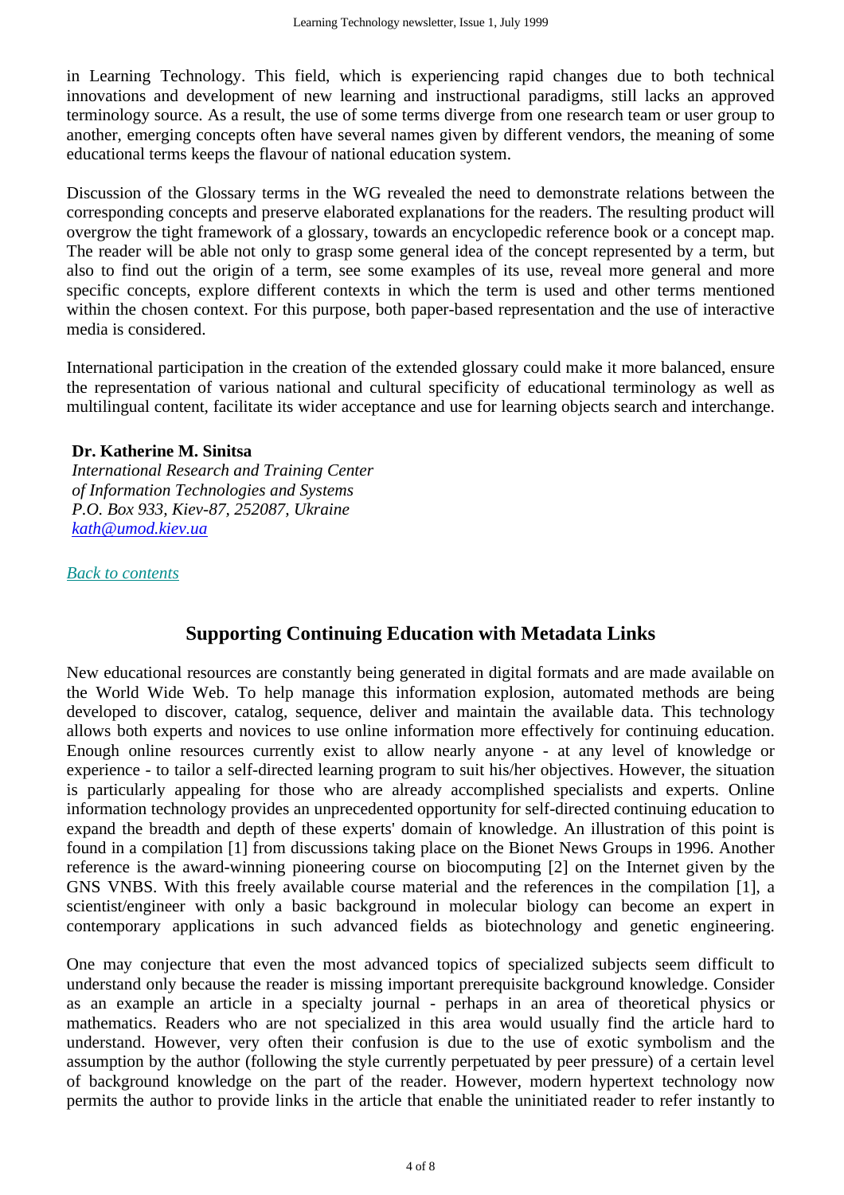in Learning Technology. This field, which is experiencing rapid changes due to both technical innovations and development of new learning and instructional paradigms, still lacks an approved terminology source. As a result, the use of some terms diverge from one research team or user group to another, emerging concepts often have several names given by different vendors, the meaning of some educational terms keeps the flavour of national education system.

Discussion of the Glossary terms in the WG revealed the need to demonstrate relations between the corresponding concepts and preserve elaborated explanations for the readers. The resulting product will overgrow the tight framework of a glossary, towards an encyclopedic reference book or a concept map. The reader will be able not only to grasp some general idea of the concept represented by a term, but also to find out the origin of a term, see some examples of its use, reveal more general and more specific concepts, explore different contexts in which the term is used and other terms mentioned within the chosen context. For this purpose, both paper-based representation and the use of interactive media is considered.

International participation in the creation of the extended glossary could make it more balanced, ensure the representation of various national and cultural specificity of educational terminology as well as multilingual content, facilitate its wider acceptance and use for learning objects search and interchange.

**Dr. Katherine M. Sinitsa**
*International Research and Training Center*
*of Information Technologies and Systems*
*P.O. Box 933, Kiev-87, 252087, Ukraine*
*kath@umod.kiev.ua*

*Back to contents*

## Supporting Continuing Education with Metadata Links

New educational resources are constantly being generated in digital formats and are made available on the World Wide Web. To help manage this information explosion, automated methods are being developed to discover, catalog, sequence, deliver and maintain the available data. This technology allows both experts and novices to use online information more effectively for continuing education. Enough online resources currently exist to allow nearly anyone - at any level of knowledge or experience - to tailor a self-directed learning program to suit his/her objectives. However, the situation is particularly appealing for those who are already accomplished specialists and experts. Online information technology provides an unprecedented opportunity for self-directed continuing education to expand the breadth and depth of these experts' domain of knowledge. An illustration of this point is found in a compilation [1] from discussions taking place on the Bionet News Groups in 1996. Another reference is the award-winning pioneering course on biocomputing [2] on the Internet given by the GNS VNBS. With this freely available course material and the references in the compilation [1], a scientist/engineer with only a basic background in molecular biology can become an expert in contemporary applications in such advanced fields as biotechnology and genetic engineering.

One may conjecture that even the most advanced topics of specialized subjects seem difficult to understand only because the reader is missing important prerequisite background knowledge. Consider as an example an article in a specialty journal - perhaps in an area of theoretical physics or mathematics. Readers who are not specialized in this area would usually find the article hard to understand. However, very often their confusion is due to the use of exotic symbolism and the assumption by the author (following the style currently perpetuated by peer pressure) of a certain level of background knowledge on the part of the reader. However, modern hypertext technology now permits the author to provide links in the article that enable the uninitiated reader to refer instantly to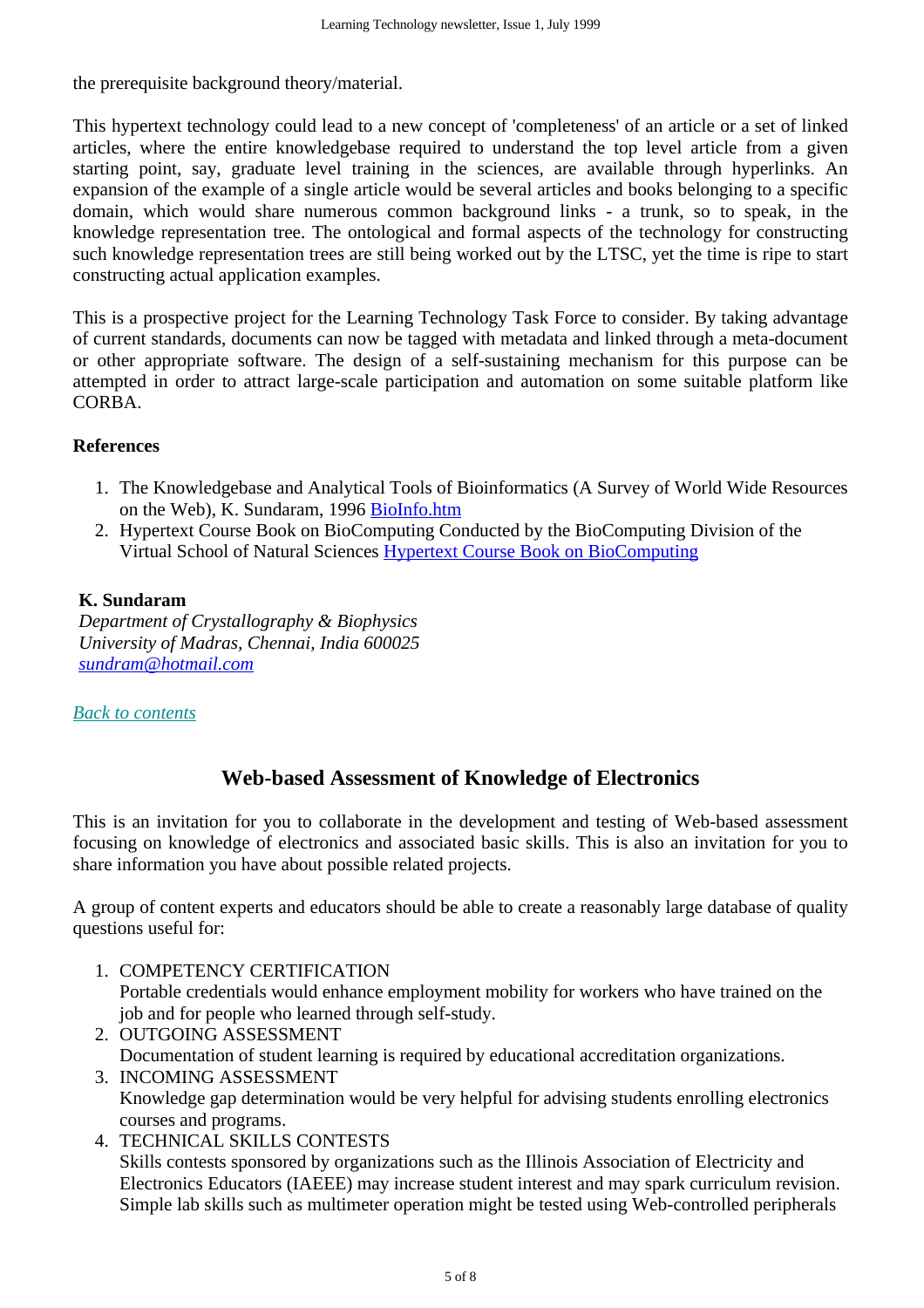the prerequisite background theory/material.

This hypertext technology could lead to a new concept of 'completeness' of an article or a set of linked articles, where the entire knowledgebase required to understand the top level article from a given starting point, say, graduate level training in the sciences, are available through hyperlinks. An expansion of the example of a single article would be several articles and books belonging to a specific domain, which would share numerous common background links - a trunk, so to speak, in the knowledge representation tree. The ontological and formal aspects of the technology for constructing such knowledge representation trees are still being worked out by the LTSC, yet the time is ripe to start constructing actual application examples.

This is a prospective project for the Learning Technology Task Force to consider. By taking advantage of current standards, documents can now be tagged with metadata and linked through a meta-document or other appropriate software. The design of a self-sustaining mechanism for this purpose can be attempted in order to attract large-scale participation and automation on some suitable platform like CORBA.

**References**

1. The Knowledgebase and Analytical Tools of Bioinformatics (A Survey of World Wide Resources on the Web), K. Sundaram, 1996 BioInfo.htm
2. Hypertext Course Book on BioComputing Conducted by the BioComputing Division of the Virtual School of Natural Sciences Hypertext Course Book on BioComputing

**K. Sundaram**
*Department of Crystallography & Biophysics*
*University of Madras, Chennai, India 600025*
*sundram@hotmail.com*

*Back to contents*

## Web-based Assessment of Knowledge of Electronics

This is an invitation for you to collaborate in the development and testing of Web-based assessment focusing on knowledge of electronics and associated basic skills. This is also an invitation for you to share information you have about possible related projects.

A group of content experts and educators should be able to create a reasonably large database of quality questions useful for:

1. COMPETENCY CERTIFICATION
   Portable credentials would enhance employment mobility for workers who have trained on the job and for people who learned through self-study.
2. OUTGOING ASSESSMENT
   Documentation of student learning is required by educational accreditation organizations.
3. INCOMING ASSESSMENT
   Knowledge gap determination would be very helpful for advising students enrolling electronics courses and programs.
4. TECHNICAL SKILLS CONTESTS
   Skills contests sponsored by organizations such as the Illinois Association of Electricity and Electronics Educators (IAEEE) may increase student interest and may spark curriculum revision. Simple lab skills such as multimeter operation might be tested using Web-controlled peripherals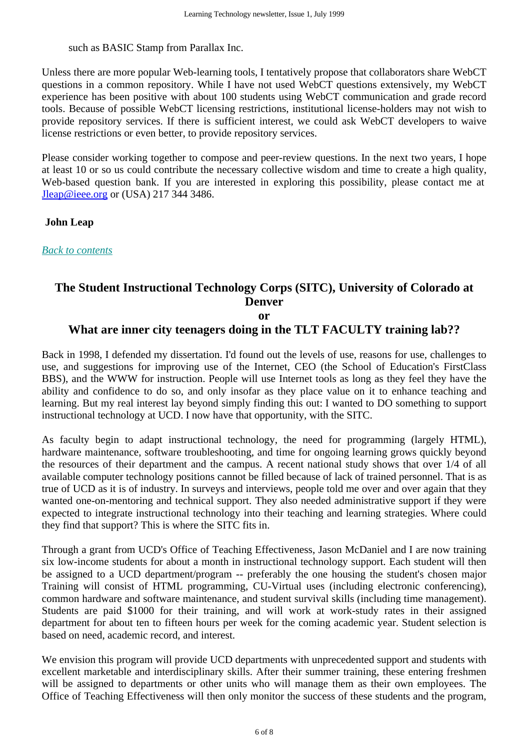such as BASIC Stamp from Parallax Inc.

Unless there are more popular Web-learning tools, I tentatively propose that collaborators share WebCT questions in a common repository. While I have not used WebCT questions extensively, my WebCT experience has been positive with about 100 students using WebCT communication and grade record tools. Because of possible WebCT licensing restrictions, institutional license-holders may not wish to provide repository services. If there is sufficient interest, we could ask WebCT developers to waive license restrictions or even better, to provide repository services.

Please consider working together to compose and peer-review questions. In the next two years, I hope at least 10 or so us could contribute the necessary collective wisdom and time to create a high quality, Web-based question bank. If you are interested in exploring this possibility, please contact me at [Jleap@ieee.org](mailto:Jleap@ieee.org) or (USA) 217 344 3486.

**John Leap**

*Back to contents*

## The Student Instructional Technology Corps (SITC), University of Colorado at Denver or What are inner city teenagers doing in the TLT FACULTY training lab??

Back in 1998, I defended my dissertation. I'd found out the levels of use, reasons for use, challenges to use, and suggestions for improving use of the Internet, CEO (the School of Education's FirstClass BBS), and the WWW for instruction. People will use Internet tools as long as they feel they have the ability and confidence to do so, and only insofar as they place value on it to enhance teaching and learning. But my real interest lay beyond simply finding this out: I wanted to DO something to support instructional technology at UCD. I now have that opportunity, with the SITC.

As faculty begin to adapt instructional technology, the need for programming (largely HTML), hardware maintenance, software troubleshooting, and time for ongoing learning grows quickly beyond the resources of their department and the campus. A recent national study shows that over 1/4 of all available computer technology positions cannot be filled because of lack of trained personnel. That is as true of UCD as it is of industry. In surveys and interviews, people told me over and over again that they wanted one-on-mentoring and technical support. They also needed administrative support if they were expected to integrate instructional technology into their teaching and learning strategies. Where could they find that support? This is where the SITC fits in.

Through a grant from UCD's Office of Teaching Effectiveness, Jason McDaniel and I are now training six low-income students for about a month in instructional technology support. Each student will then be assigned to a UCD department/program -- preferably the one housing the student's chosen major Training will consist of HTML programming, CU-Virtual uses (including electronic conferencing), common hardware and software maintenance, and student survival skills (including time management). Students are paid $1000 for their training, and will work at work-study rates in their assigned department for about ten to fifteen hours per week for the coming academic year. Student selection is based on need, academic record, and interest.

We envision this program will provide UCD departments with unprecedented support and students with excellent marketable and interdisciplinary skills. After their summer training, these entering freshmen will be assigned to departments or other units who will manage them as their own employees. The Office of Teaching Effectiveness will then only monitor the success of these students and the program,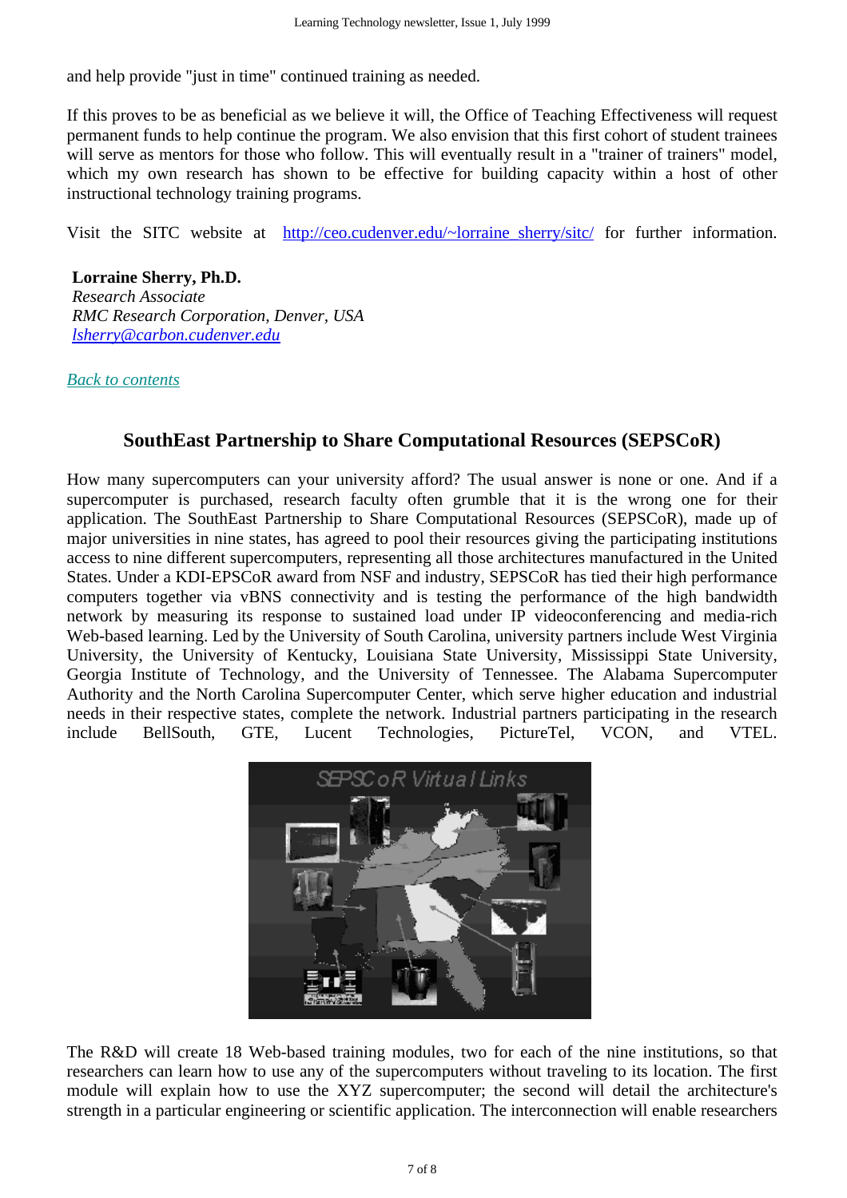and help provide "just in time" continued training as needed.

If this proves to be as beneficial as we believe it will, the Office of Teaching Effectiveness will request permanent funds to help continue the program. We also envision that this first cohort of student trainees will serve as mentors for those who follow. This will eventually result in a "trainer of trainers" model, which my own research has shown to be effective for building capacity within a host of other instructional technology training programs.

Visit the SITC website at [http://ceo.cudenver.edu/~lorraine_sherry/sitc/](http://ceo.cudenver.edu/~lorraine_sherry/sitc/) for further information.

**Lorraine Sherry, Ph.D.**
*Research Associate*
*RMC Research Corporation, Denver, USA*
*[lsherry@carbon.cudenver.edu](mailto:lsherry@carbon.cudenver.edu)*

*Back to contents*

## SouthEast Partnership to Share Computational Resources (SEPSCoR)

How many supercomputers can your university afford? The usual answer is none or one. And if a supercomputer is purchased, research faculty often grumble that it is the wrong one for their application. The SouthEast Partnership to Share Computational Resources (SEPSCoR), made up of major universities in nine states, has agreed to pool their resources giving the participating institutions access to nine different supercomputers, representing all those architectures manufactured in the United States. Under a KDI-EPSCoR award from NSF and industry, SEPSCoR has tied their high performance computers together via vBNS connectivity and is testing the performance of the high bandwidth network by measuring its response to sustained load under IP videoconferencing and media-rich Web-based learning. Led by the University of South Carolina, university partners include West Virginia University, the University of Kentucky, Louisiana State University, Mississippi State University, Georgia Institute of Technology, and the University of Tennessee. The Alabama Supercomputer Authority and the North Carolina Supercomputer Center, which serve higher education and industrial needs in their respective states, complete the network. Industrial partners participating in the research include BellSouth, GTE, Lucent Technologies, PictureTel, VCON, and VTEL.

The R&D will create 18 Web-based training modules, two for each of the nine institutions, so that researchers can learn how to use any of the supercomputers without traveling to its location. The first module will explain how to use the XYZ supercomputer; the second will detail the architecture's strength in a particular engineering or scientific application. The interconnection will enable researchers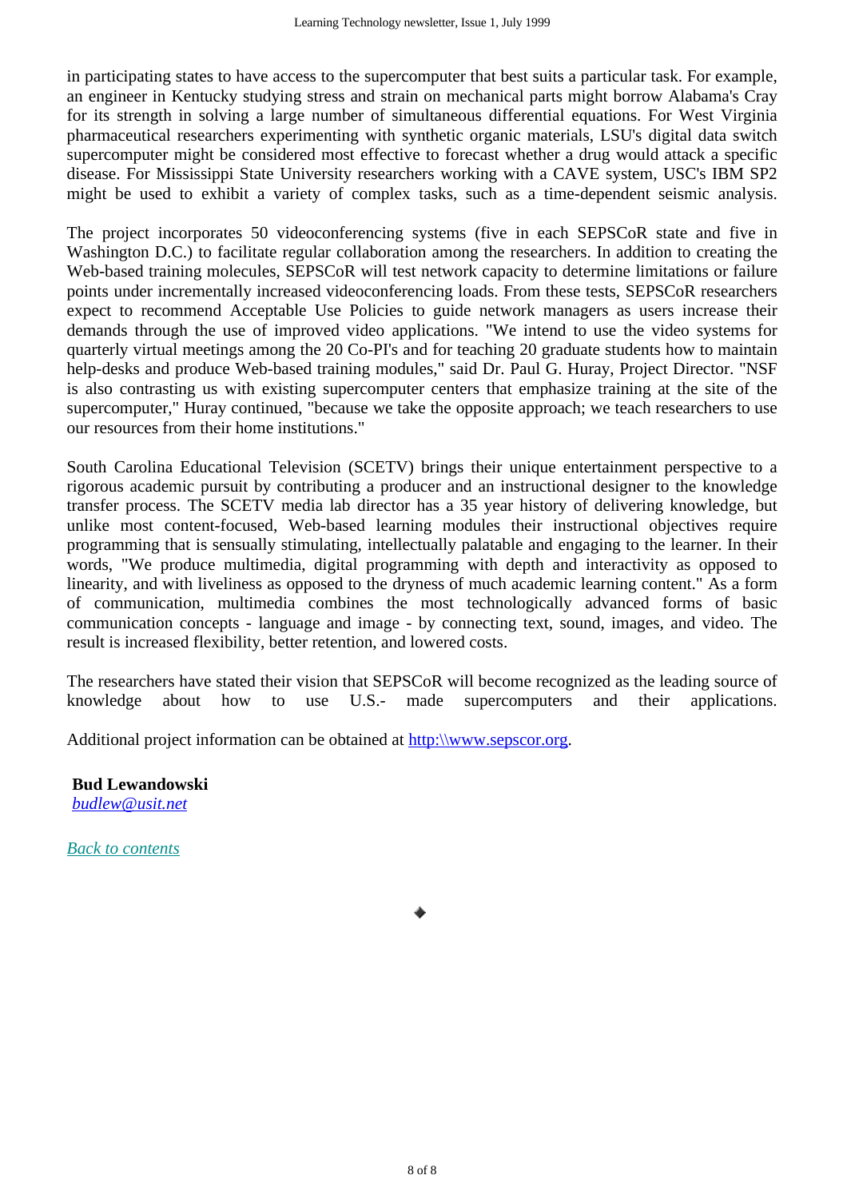in participating states to have access to the supercomputer that best suits a particular task. For example, an engineer in Kentucky studying stress and strain on mechanical parts might borrow Alabama's Cray for its strength in solving a large number of simultaneous differential equations. For West Virginia pharmaceutical researchers experimenting with synthetic organic materials, LSU's digital data switch supercomputer might be considered most effective to forecast whether a drug would attack a specific disease. For Mississippi State University researchers working with a CAVE system, USC's IBM SP2 might be used to exhibit a variety of complex tasks, such as a time-dependent seismic analysis.

The project incorporates 50 videoconferencing systems (five in each SEPSCoR state and five in Washington D.C.) to facilitate regular collaboration among the researchers. In addition to creating the Web-based training molecules, SEPSCoR will test network capacity to determine limitations or failure points under incrementally increased videoconferencing loads. From these tests, SEPSCoR researchers expect to recommend Acceptable Use Policies to guide network managers as users increase their demands through the use of improved video applications. "We intend to use the video systems for quarterly virtual meetings among the 20 Co-PI's and for teaching 20 graduate students how to maintain help-desks and produce Web-based training modules," said Dr. Paul G. Huray, Project Director. "NSF is also contrasting us with existing supercomputer centers that emphasize training at the site of the supercomputer," Huray continued, "because we take the opposite approach; we teach researchers to use our resources from their home institutions."

South Carolina Educational Television (SCETV) brings their unique entertainment perspective to a rigorous academic pursuit by contributing a producer and an instructional designer to the knowledge transfer process. The SCETV media lab director has a 35 year history of delivering knowledge, but unlike most content-focused, Web-based learning modules their instructional objectives require programming that is sensually stimulating, intellectually palatable and engaging to the learner. In their words, "We produce multimedia, digital programming with depth and interactivity as opposed to linearity, and with liveliness as opposed to the dryness of much academic learning content." As a form of communication, multimedia combines the most technologically advanced forms of basic communication concepts - language and image - by connecting text, sound, images, and video. The result is increased flexibility, better retention, and lowered costs.

The researchers have stated their vision that SEPSCoR will become recognized as the leading source of knowledge about how to use U.S.- made supercomputers and their applications.

Additional project information can be obtained at [http:\\www.sepscor.org](http:\\www.sepscor.org).

**Bud Lewandowski**
*[budlew@usit.net](mailto:budlew@usit.net)*

*[Back to contents]()*